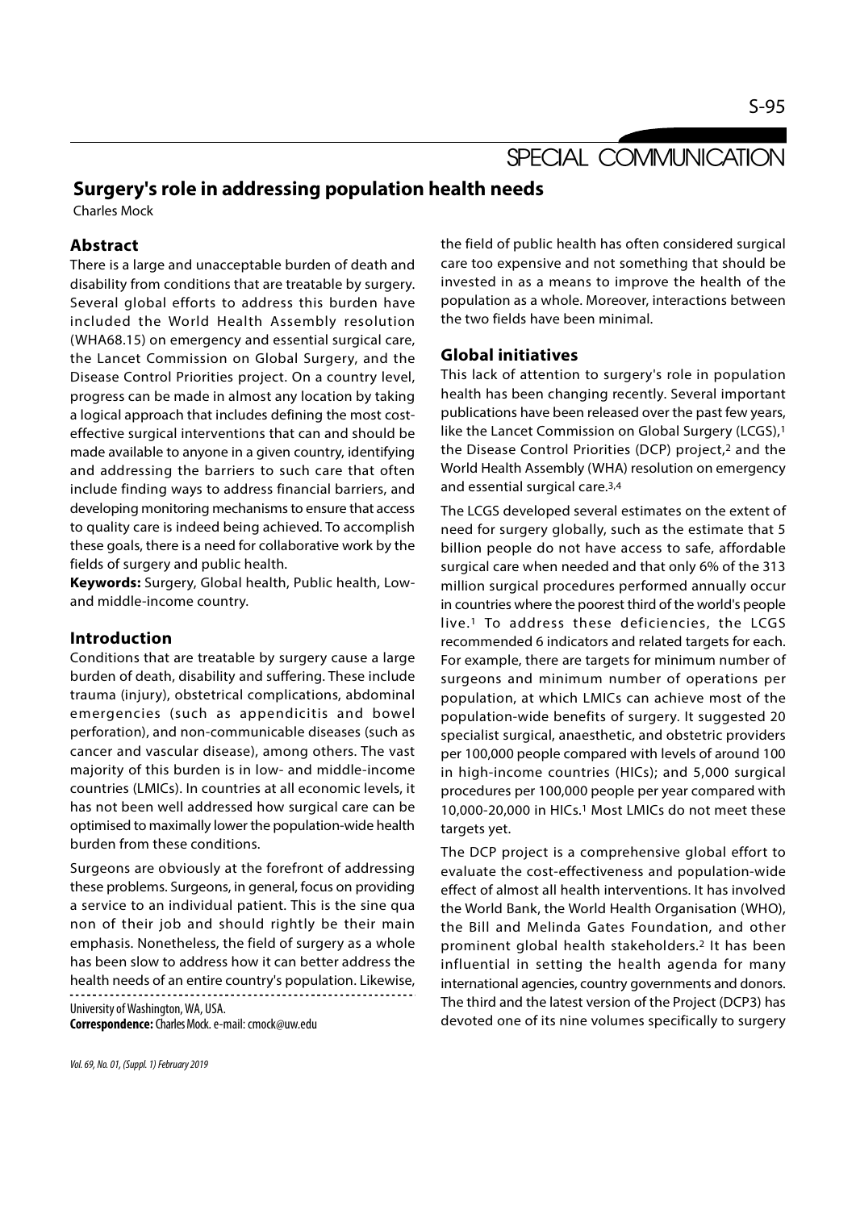SPECIAL COMMUNICATION

# Surgery's role in addressing population health needs

Charles Mock

## Abstract

There is a large and unacceptable burden of death and disability from conditions that are treatable by surgery. Several global efforts to address this burden have included the World Health Assembly resolution (WHA68.15) on emergency and essential surgical care, the Lancet Commission on Global Surgery, and the Disease Control Priorities project. On a country level, progress can be made in almost any location by taking a logical approach that includes defining the most cost-effective surgical interventions that can and should be made available to anyone in a given country, identifying and addressing the barriers to such care that often include finding ways to address financial barriers, and developing monitoring mechanisms to ensure that access to quality care is indeed being achieved. To accomplish these goals, there is a need for collaborative work by the fields of surgery and public health.

**Keywords:** Surgery, Global health, Public health, Low- and middle-income country.

## Introduction

Conditions that are treatable by surgery cause a large burden of death, disability and suffering. These include trauma (injury), obstetrical complications, abdominal emergencies (such as appendicitis and bowel perforation), and non-communicable diseases (such as cancer and vascular disease), among others. The vast majority of this burden is in low- and middle-income countries (LMICs). In countries at all economic levels, it has not been well addressed how surgical care can be optimised to maximally lower the population-wide health burden from these conditions.

Surgeons are obviously at the forefront of addressing these problems. Surgeons, in general, focus on providing a service to an individual patient. This is the sine qua non of their job and should rightly be their main emphasis. Nonetheless, the field of surgery as a whole has been slow to address how it can better address the health needs of an entire country's population. Likewise, the field of public health has often considered surgical care too expensive and not something that should be invested in as a means to improve the health of the population as a whole. Moreover, interactions between the two fields have been minimal.

University of Washington, WA, USA.

**Correspondence:** Charles Mock. e-mail: cmock@uw.edu

## Global initiatives

This lack of attention to surgery's role in population health has been changing recently. Several important publications have been released over the past few years, like the Lancet Commission on Global Surgery (LCGS),[1] the Disease Control Priorities (DCP) project,[2] and the World Health Assembly (WHA) resolution on emergency and essential surgical care.[3,4]

The LCGS developed several estimates on the extent of need for surgery globally, such as the estimate that 5 billion people do not have access to safe, affordable surgical care when needed and that only 6% of the 313 million surgical procedures performed annually occur in countries where the poorest third of the world's people live.[1] To address these deficiencies, the LCGS recommended 6 indicators and related targets for each. For example, there are targets for minimum number of surgeons and minimum number of operations per population, at which LMICs can achieve most of the population-wide benefits of surgery. It suggested 20 specialist surgical, anaesthetic, and obstetric providers per 100,000 people compared with levels of around 100 in high-income countries (HICs); and 5,000 surgical procedures per 100,000 people per year compared with 10,000-20,000 in HICs.[1] Most LMICs do not meet these targets yet.

The DCP project is a comprehensive global effort to evaluate the cost-effectiveness and population-wide effect of almost all health interventions. It has involved the World Bank, the World Health Organisation (WHO), the Bill and Melinda Gates Foundation, and other prominent global health stakeholders.[2] It has been influential in setting the health agenda for many international agencies, country governments and donors. The third and the latest version of the Project (DCP3) has devoted one of its nine volumes specifically to surgery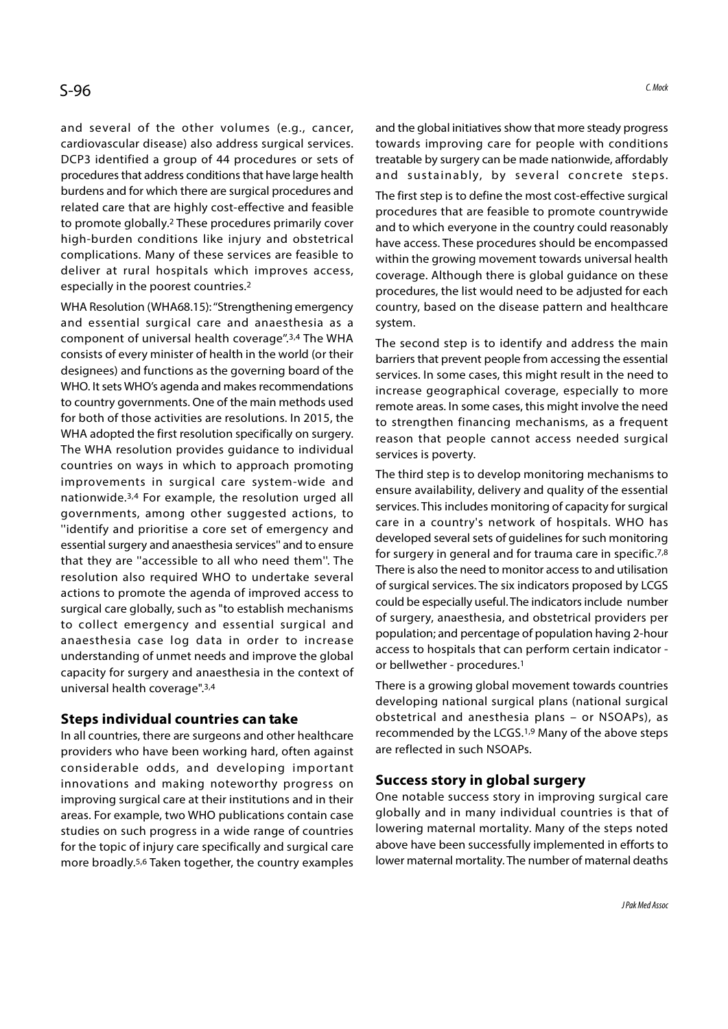and several of the other volumes (e.g., cancer, cardiovascular disease) also address surgical services. DCP3 identified a group of 44 procedures or sets of procedures that address conditions that have large health burdens and for which there are surgical procedures and related care that are highly cost-effective and feasible to promote globally.[2] These procedures primarily cover high-burden conditions like injury and obstetrical complications. Many of these services are feasible to deliver at rural hospitals which improves access, especially in the poorest countries.[2]

WHA Resolution (WHA68.15): "Strengthening emergency and essential surgical care and anaesthesia as a component of universal health coverage".[3,4] The WHA consists of every minister of health in the world (or their designees) and functions as the governing board of the WHO. It sets WHO's agenda and makes recommendations to country governments. One of the main methods used for both of those activities are resolutions. In 2015, the WHA adopted the first resolution specifically on surgery. The WHA resolution provides guidance to individual countries on ways in which to approach promoting improvements in surgical care system-wide and nationwide.[3,4] For example, the resolution urged all governments, among other suggested actions, to ''identify and prioritise a core set of emergency and essential surgery and anaesthesia services'' and to ensure that they are ''accessible to all who need them''. The resolution also required WHO to undertake several actions to promote the agenda of improved access to surgical care globally, such as "to establish mechanisms to collect emergency and essential surgical and anaesthesia case log data in order to increase understanding of unmet needs and improve the global capacity for surgery and anaesthesia in the context of universal health coverage".[3,4]

## Steps individual countries can take

In all countries, there are surgeons and other healthcare providers who have been working hard, often against considerable odds, and developing important innovations and making noteworthy progress on improving surgical care at their institutions and in their areas. For example, two WHO publications contain case studies on such progress in a wide range of countries for the topic of injury care specifically and surgical care more broadly.[5,6] Taken together, the country examples and the global initiatives show that more steady progress towards improving care for people with conditions treatable by surgery can be made nationwide, affordably and sustainably, by several concrete steps.

The first step is to define the most cost-effective surgical procedures that are feasible to promote countrywide and to which everyone in the country could reasonably have access. These procedures should be encompassed within the growing movement towards universal health coverage. Although there is global guidance on these procedures, the list would need to be adjusted for each country, based on the disease pattern and healthcare system.

The second step is to identify and address the main barriers that prevent people from accessing the essential services. In some cases, this might result in the need to increase geographical coverage, especially to more remote areas. In some cases, this might involve the need to strengthen financing mechanisms, as a frequent reason that people cannot access needed surgical services is poverty.

The third step is to develop monitoring mechanisms to ensure availability, delivery and quality of the essential services. This includes monitoring of capacity for surgical care in a country's network of hospitals. WHO has developed several sets of guidelines for such monitoring for surgery in general and for trauma care in specific.[7,8] There is also the need to monitor access to and utilisation of surgical services. The six indicators proposed by LCGS could be especially useful. The indicators include number of surgery, anaesthesia, and obstetrical providers per population; and percentage of population having 2-hour access to hospitals that can perform certain indicator - or bellwether - procedures.[1]

There is a growing global movement towards countries developing national surgical plans (national surgical obstetrical and anesthesia plans – or NSOAPs), as recommended by the LCGS.[1,9] Many of the above steps are reflected in such NSOAPs.

## Success story in global surgery

One notable success story in improving surgical care globally and in many individual countries is that of lowering maternal mortality. Many of the steps noted above have been successfully implemented in efforts to lower maternal mortality. The number of maternal deaths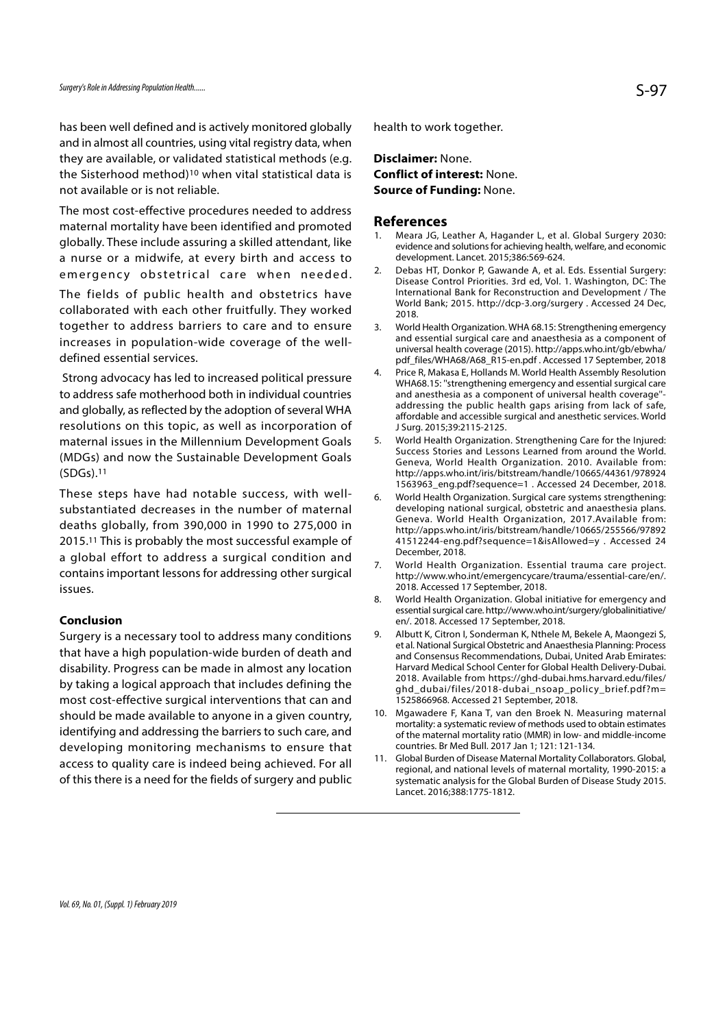has been well defined and is actively monitored globally and in almost all countries, using vital registry data, when they are available, or validated statistical methods (e.g. the Sisterhood method)[10] when vital statistical data is not available or is not reliable.

The most cost-effective procedures needed to address maternal mortality have been identified and promoted globally. These include assuring a skilled attendant, like a nurse or a midwife, at every birth and access to emergency obstetrical care when needed. The fields of public health and obstetrics have collaborated with each other fruitfully. They worked together to address barriers to care and to ensure increases in population-wide coverage of the well-defined essential services.

Strong advocacy has led to increased political pressure to address safe motherhood both in individual countries and globally, as reflected by the adoption of several WHA resolutions on this topic, as well as incorporation of maternal issues in the Millennium Development Goals (MDGs) and now the Sustainable Development Goals (SDGs).[11]

These steps have had notable success, with well-substantiated decreases in the number of maternal deaths globally, from 390,000 in 1990 to 275,000 in 2015.[11] This is probably the most successful example of a global effort to address a surgical condition and contains important lessons for addressing other surgical issues.

## Conclusion

Surgery is a necessary tool to address many conditions that have a high population-wide burden of death and disability. Progress can be made in almost any location by taking a logical approach that includes defining the most cost-effective surgical interventions that can and should be made available to anyone in a given country, identifying and addressing the barriers to such care, and developing monitoring mechanisms to ensure that access to quality care is indeed being achieved. For all of this there is a need for the fields of surgery and public health to work together.

**Disclaimer:** None.
**Conflict of interest:** None.
**Source of Funding:** None.

## References

1. Meara JG, Leather A, Hagander L, et al. Global Surgery 2030: evidence and solutions for achieving health, welfare, and economic development. Lancet. 2015;386:569-624.
2. Debas HT, Donkor P, Gawande A, et al. Eds. Essential Surgery: Disease Control Priorities. 3rd ed, Vol. 1. Washington, DC: The International Bank for Reconstruction and Development / The World Bank; 2015. http://dcp-3.org/surgery . Accessed 24 Dec, 2018.
3. World Health Organization. WHA 68.15: Strengthening emergency and essential surgical care and anaesthesia as a component of universal health coverage (2015). http://apps.who.int/gb/ebwha/pdf_files/WHA68/A68_R15-en.pdf . Accessed 17 September, 2018
4. Price R, Makasa E, Hollands M. World Health Assembly Resolution WHA68.15: "strengthening emergency and essential surgical care and anesthesia as a component of universal health coverage"-addressing the public health gaps arising from lack of safe, affordable and accessible surgical and anesthetic services. World J Surg. 2015;39:2115-2125.
5. World Health Organization. Strengthening Care for the Injured: Success Stories and Lessons Learned from around the World. Geneva, World Health Organization. 2010. Available from: http://apps.who.int/iris/bitstream/handle/10665/44361/9789241563963_eng.pdf?sequence=1 . Accessed 24 December, 2018.
6. World Health Organization. Surgical care systems strengthening: developing national surgical, obstetric and anaesthesia plans. Geneva. World Health Organization, 2017.Available from: http://apps.who.int/iris/bitstream/handle/10665/255566/9789241512244-eng.pdf?sequence=1&isAllowed=y . Accessed 24 December, 2018.
7. World Health Organization. Essential trauma care project. http://www.who.int/emergencycare/trauma/essential-care/en/. 2018. Accessed 17 September, 2018.
8. World Health Organization. Global initiative for emergency and essential surgical care. http://www.who.int/surgery/globalinitiative/en/. 2018. Accessed 17 September, 2018.
9. Albutt K, Citron I, Sonderman K, Nthele M, Bekele A, Maongezi S, et al. National Surgical Obstetric and Anaesthesia Planning: Process and Consensus Recommendations, Dubai, United Arab Emirates: Harvard Medical School Center for Global Health Delivery-Dubai. 2018. Available from https://ghd-dubai.hms.harvard.edu/files/ghd_dubai/files/2018-dubai_nsoap_policy_brief.pdf?m=1525866968. Accessed 21 September, 2018.
10. Mgawadere F, Kana T, van den Broek N. Measuring maternal mortality: a systematic review of methods used to obtain estimates of the maternal mortality ratio (MMR) in low- and middle-income countries. Br Med Bull. 2017 Jan 1; 121: 121-134.
11. Global Burden of Disease Maternal Mortality Collaborators. Global, regional, and national levels of maternal mortality, 1990-2015: a systematic analysis for the Global Burden of Disease Study 2015. Lancet. 2016;388:1775-1812.